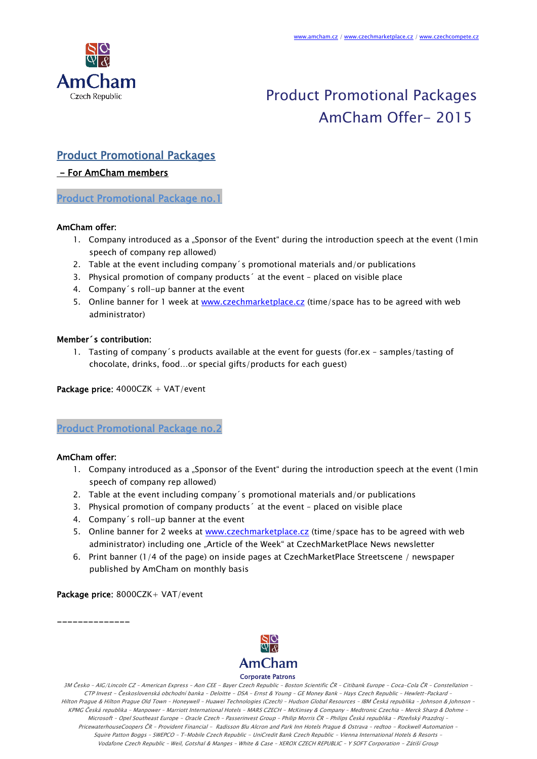www.amcham.cz / www.czechmarketplace.cz / www.czechcompete.cz

AmCham
Czech Republic

# Product Promotional Packages
# AmCham Offer- 2015

## Product Promotional Packages

**- For AmCham members**

### Product Promotional Package no.1

**AmCham offer:**

1. Company introduced as a „Sponsor of the Event" during the introduction speech at the event (1min speech of company rep allowed)
2. Table at the event including company´s promotional materials and/or publications
3. Physical promotion of company products´ at the event – placed on visible place
4. Company´s roll-up banner at the event
5. Online banner for 1 week at www.czechmarketplace.cz (time/space has to be agreed with web administrator)

**Member´s contribution:**

1. Tasting of company´s products available at the event for guests (for.ex – samples/tasting of chocolate, drinks, food…or special gifts/products for each guest)

**Package price:** 4000CZK + VAT/event

### Product Promotional Package no.2

**AmCham offer:**

1. Company introduced as a „Sponsor of the Event" during the introduction speech at the event (1min speech of company rep allowed)
2. Table at the event including company´s promotional materials and/or publications
3. Physical promotion of company products´ at the event – placed on visible place
4. Company´s roll-up banner at the event
5. Online banner for 2 weeks at www.czechmarketplace.cz (time/space has to be agreed with web administrator) including one „Article of the Week" at CzechMarketPlace News newsletter
6. Print banner (1/4 of the page) on inside pages at CzechMarketPlace Streetscene / newspaper published by AmCham on monthly basis

**Package price:** 8000CZK+ VAT/event

---

AmCham
Corporate Patrons

*3M Česko – AIG/Lincoln CZ – American Express – Aon CEE – Bayer Czech Republic – Boston Scientific ČR – Citibank Europe – Coca-Cola ČR – Constellation – CTP Invest – Československá obchodní banka – Deloitte – DSA – Ernst & Young – GE Money Bank – Hays Czech Republic – Hewlett-Packard – Hilton Prague & Hilton Prague Old Town – Honeywell – Huawei Technologies (Czech) – Hudson Global Resources – IBM Česká republika – Johnson & Johnson – KPMG Česká republika – Manpower – Marriott International Hotels – MARS CZECH – McKinsey & Company – Medtronic Czechia – Merck Sharp & Dohme – Microsoft – Opel Southeast Europe – Oracle Czech – Passerinvest Group – Philip Morris ČR – Philips Česká republika – Plzeňský Prazdroj – PricewaterhouseCoopers ČR – Provident Financial – Radisson Blu Alcron and Park Inn Hotels Prague & Ostrava – redtoo – Rockwell Automation – Squire Patton Boggs – SWEPCO – T-Mobile Czech Republic – UniCredit Bank Czech Republic – Vienna International Hotels & Resorts – Vodafone Czech Republic – Weil, Gotshal & Manges – White & Case – XEROX CZECH REPUBLIC – Y SOFT Corporation – Zátiší Group*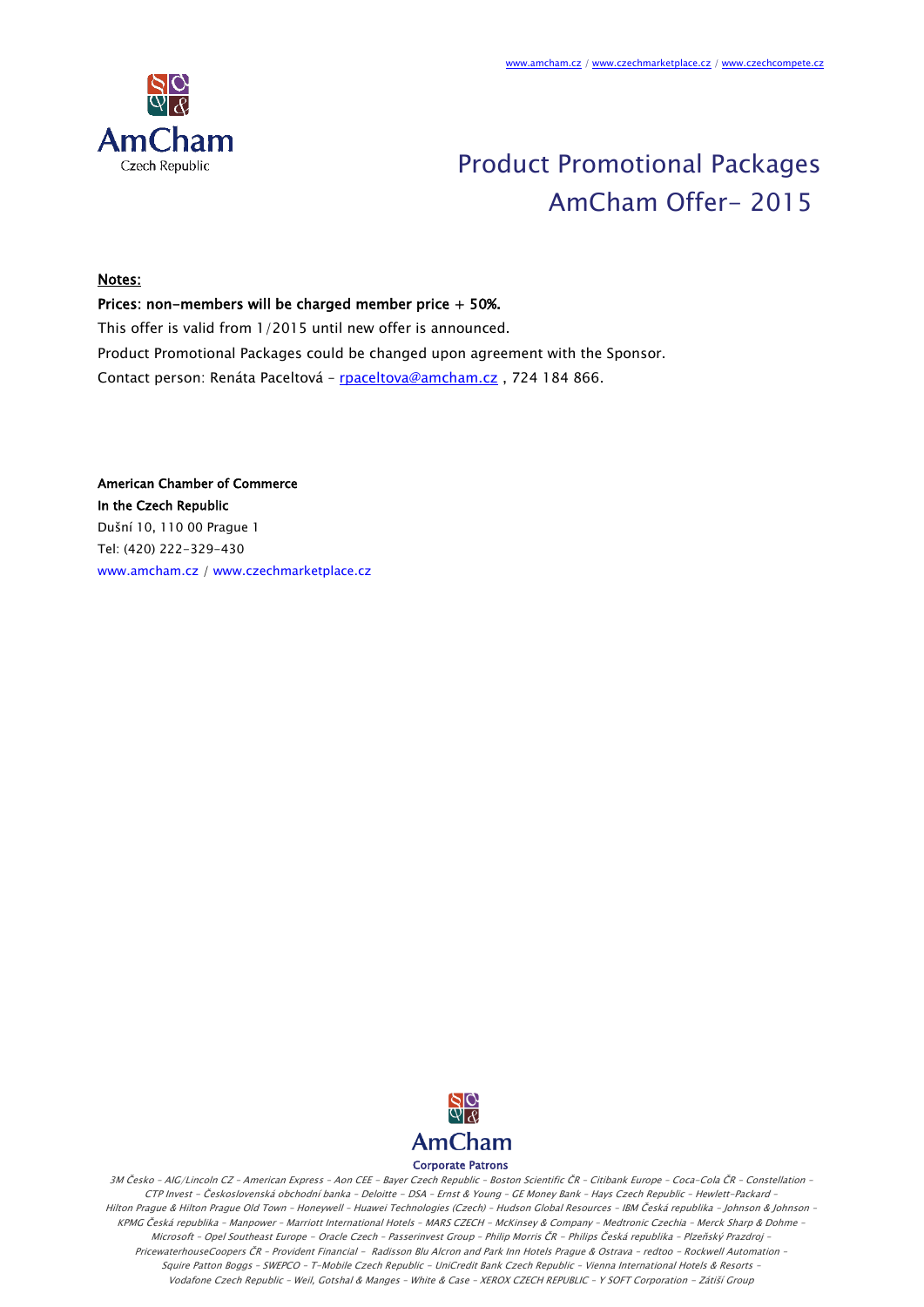# Product Promotional Packages AmCham Offer- 2015

**Notes:**

**Prices: non-members will be charged member price + 50%.**

This offer is valid from 1/2015 until new offer is announced.

Product Promotional Packages could be changed upon agreement with the Sponsor.

Contact person: Renáta Paceltová – rpaceltova@amcham.cz , 724 184 866.

**American Chamber of Commerce**
**In the Czech Republic**
Dušní 10, 110 00 Prague 1
Tel: (420) 222-329-430
www.amcham.cz / www.czechmarketplace.cz

AmCham
Corporate Patrons

*3M Česko – AIG/Lincoln CZ – American Express – Aon CEE – Bayer Czech Republic – Boston Scientific ČR – Citibank Europe – Coca-Cola ČR – Constellation – CTP Invest – Československá obchodní banka – Deloitte – DSA – Ernst & Young – GE Money Bank – Hays Czech Republic – Hewlett-Packard – Hilton Prague & Hilton Prague Old Town – Honeywell – Huawei Technologies (Czech) – Hudson Global Resources – IBM Česká republika – Johnson & Johnson – KPMG Česká republika – Manpower – Marriott International Hotels – MARS CZECH – McKinsey & Company – Medtronic Czechia – Merck Sharp & Dohme – Microsoft – Opel Southeast Europe – Oracle Czech – Passerinvest Group – Philip Morris ČR – Philips Česká republika – Plzeňský Prazdroj – PricewaterhouseCoopers ČR – Provident Financial – Radisson Blu Alcron and Park Inn Hotels Prague & Ostrava – redtoo – Rockwell Automation – Squire Patton Boggs – SWEPCO – T-Mobile Czech Republic – UniCredit Bank Czech Republic – Vienna International Hotels & Resorts – Vodafone Czech Republic – Weil, Gotshal & Manges – White & Case – XEROX CZECH REPUBLIC – Y SOFT Corporation – Zátiší Group*